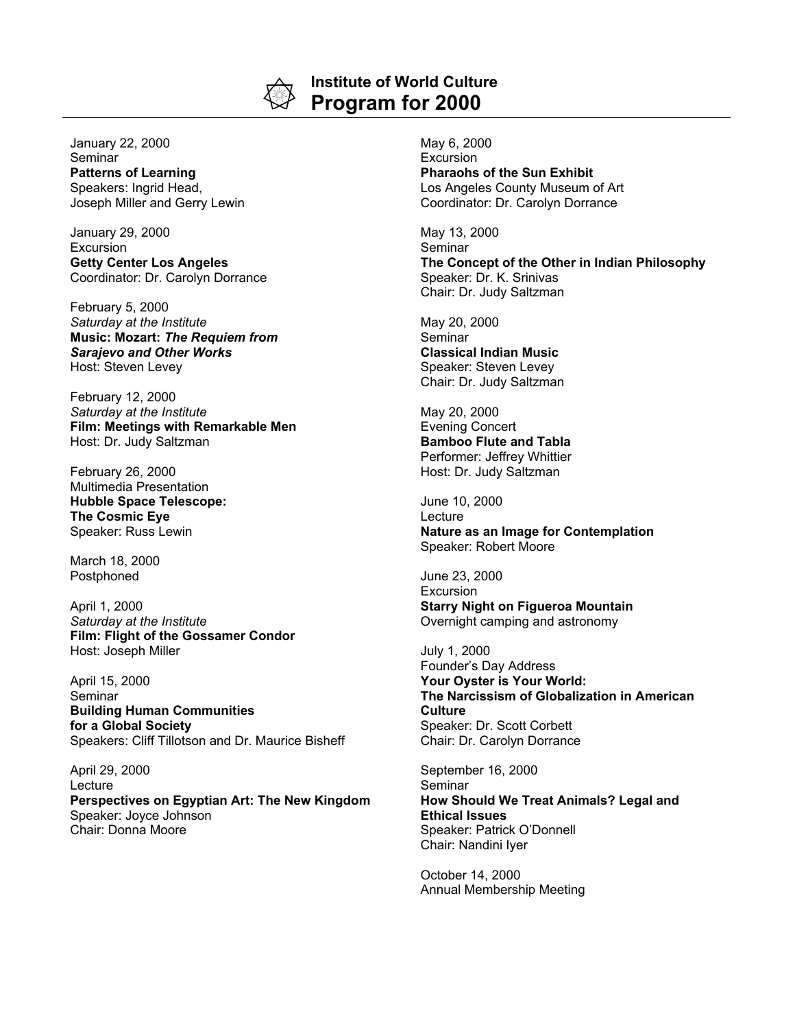# Institute of World Culture
## Program for 2000

January 22, 2000
Seminar
**Patterns of Learning**
Speakers: Ingrid Head,
Joseph Miller and Gerry Lewin

January 29, 2000
Excursion
**Getty Center Los Angeles**
Coordinator: Dr. Carolyn Dorrance

February 5, 2000
*Saturday at the Institute*
**Music: Mozart: *The Requiem from Sarajevo and Other Works***
Host: Steven Levey

February 12, 2000
*Saturday at the Institute*
**Film: Meetings with Remarkable Men**
Host: Dr. Judy Saltzman

February 26, 2000
Multimedia Presentation
**Hubble Space Telescope: The Cosmic Eye**
Speaker: Russ Lewin

March 18, 2000
Postphoned

April 1, 2000
*Saturday at the Institute*
**Film: Flight of the Gossamer Condor**
Host: Joseph Miller

April 15, 2000
Seminar
**Building Human Communities for a Global Society**
Speakers: Cliff Tillotson and Dr. Maurice Bisheff

April 29, 2000
Lecture
**Perspectives on Egyptian Art: The New Kingdom**
Speaker: Joyce Johnson
Chair: Donna Moore

May 6, 2000
Excursion
**Pharaohs of the Sun Exhibit**
Los Angeles County Museum of Art
Coordinator: Dr. Carolyn Dorrance

May 13, 2000
Seminar
**The Concept of the Other in Indian Philosophy**
Speaker: Dr. K. Srinivas
Chair: Dr. Judy Saltzman

May 20, 2000
Seminar
**Classical Indian Music**
Speaker: Steven Levey
Chair: Dr. Judy Saltzman

May 20, 2000
Evening Concert
**Bamboo Flute and Tabla**
Performer: Jeffrey Whittier
Host: Dr. Judy Saltzman

June 10, 2000
Lecture
**Nature as an Image for Contemplation**
Speaker: Robert Moore

June 23, 2000
Excursion
**Starry Night on Figueroa Mountain**
Overnight camping and astronomy

July 1, 2000
Founder's Day Address
**Your Oyster is Your World: The Narcissism of Globalization in American Culture**
Speaker: Dr. Scott Corbett
Chair: Dr. Carolyn Dorrance

September 16, 2000
Seminar
**How Should We Treat Animals? Legal and Ethical Issues**
Speaker: Patrick O'Donnell
Chair: Nandini Iyer

October 14, 2000
Annual Membership Meeting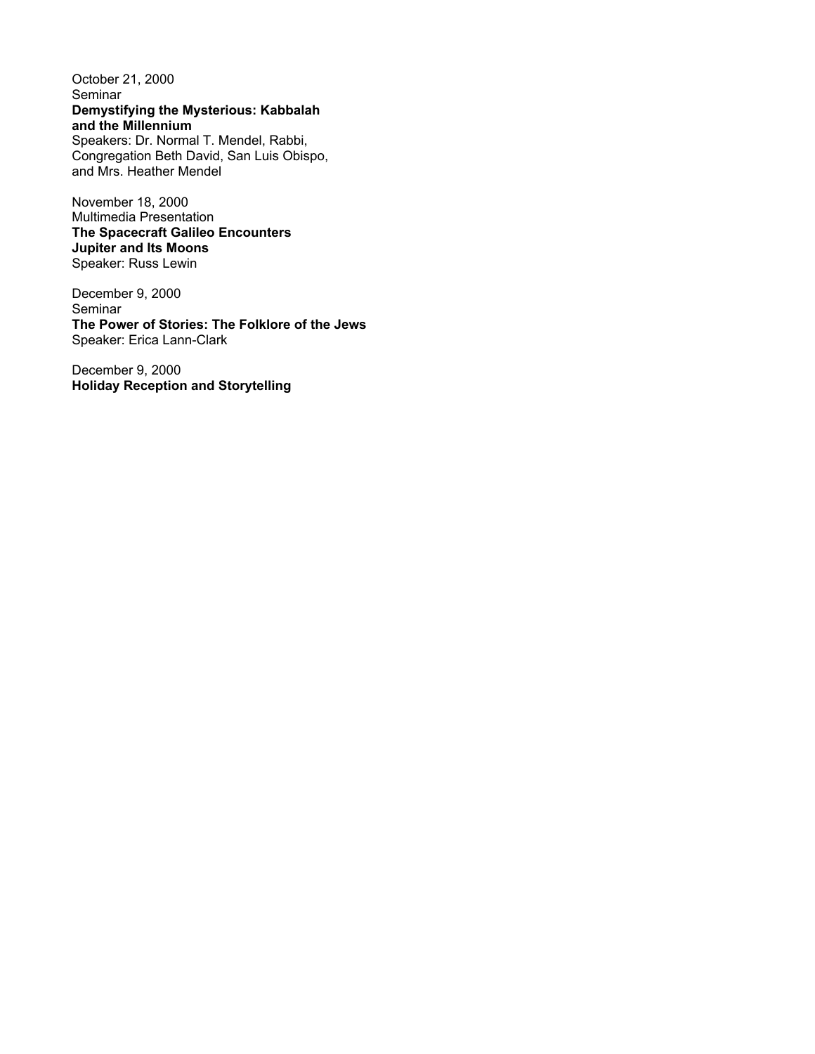October 21, 2000
Seminar
**Demystifying the Mysterious: Kabbalah and the Millennium**
Speakers: Dr. Normal T. Mendel, Rabbi, Congregation Beth David, San Luis Obispo, and Mrs. Heather Mendel

November 18, 2000
Multimedia Presentation
**The Spacecraft Galileo Encounters Jupiter and Its Moons**
Speaker: Russ Lewin

December 9, 2000
Seminar
**The Power of Stories: The Folklore of the Jews**
Speaker: Erica Lann-Clark

December 9, 2000
**Holiday Reception and Storytelling**